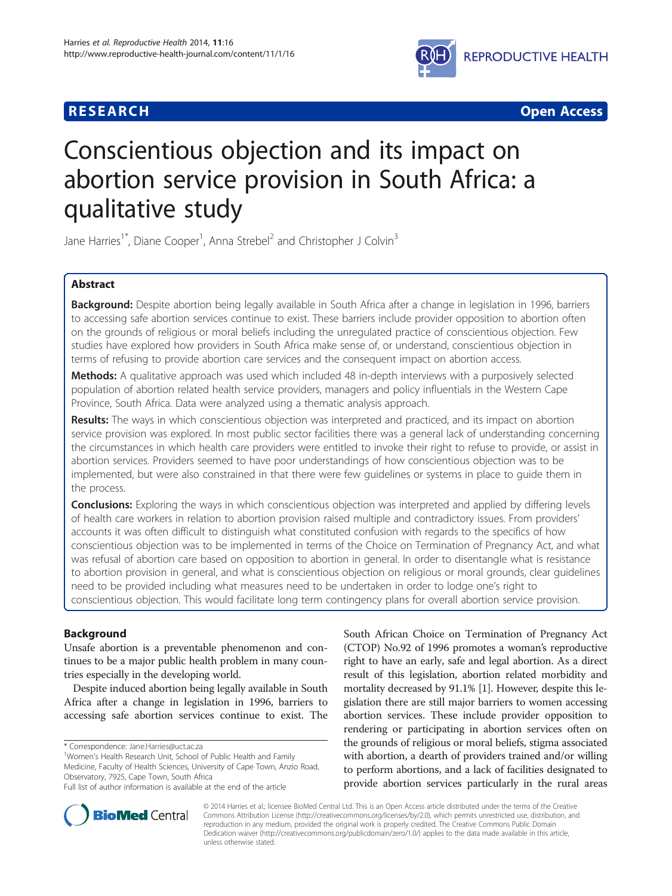**RESEARCH** **Open Access**

# Conscientious objection and its impact on abortion service provision in South Africa: a qualitative study

Jane Harries[1*], Diane Cooper[1], Anna Strebel[2] and Christopher J Colvin[3]

## Abstract

**Background:** Despite abortion being legally available in South Africa after a change in legislation in 1996, barriers to accessing safe abortion services continue to exist. These barriers include provider opposition to abortion often on the grounds of religious or moral beliefs including the unregulated practice of conscientious objection. Few studies have explored how providers in South Africa make sense of, or understand, conscientious objection in terms of refusing to provide abortion care services and the consequent impact on abortion access.

**Methods:** A qualitative approach was used which included 48 in-depth interviews with a purposively selected population of abortion related health service providers, managers and policy influentials in the Western Cape Province, South Africa. Data were analyzed using a thematic analysis approach.

**Results:** The ways in which conscientious objection was interpreted and practiced, and its impact on abortion service provision was explored. In most public sector facilities there was a general lack of understanding concerning the circumstances in which health care providers were entitled to invoke their right to refuse to provide, or assist in abortion services. Providers seemed to have poor understandings of how conscientious objection was to be implemented, but were also constrained in that there were few guidelines or systems in place to guide them in the process.

**Conclusions:** Exploring the ways in which conscientious objection was interpreted and applied by differing levels of health care workers in relation to abortion provision raised multiple and contradictory issues. From providers' accounts it was often difficult to distinguish what constituted confusion with regards to the specifics of how conscientious objection was to be implemented in terms of the Choice on Termination of Pregnancy Act, and what was refusal of abortion care based on opposition to abortion in general. In order to disentangle what is resistance to abortion provision in general, and what is conscientious objection on religious or moral grounds, clear guidelines need to be provided including what measures need to be undertaken in order to lodge one's right to conscientious objection. This would facilitate long term contingency plans for overall abortion service provision.

## Background

Unsafe abortion is a preventable phenomenon and continues to be a major public health problem in many countries especially in the developing world.

Despite induced abortion being legally available in South Africa after a change in legislation in 1996, barriers to accessing safe abortion services continue to exist. The South African Choice on Termination of Pregnancy Act (CTOP) No.92 of 1996 promotes a woman's reproductive right to have an early, safe and legal abortion. As a direct result of this legislation, abortion related morbidity and mortality decreased by 91.1% [1]. However, despite this legislation there are still major barriers to women accessing abortion services. These include provider opposition to rendering or participating in abortion services often on the grounds of religious or moral beliefs, stigma associated with abortion, a dearth of providers trained and/or willing to perform abortions, and a lack of facilities designated to provide abortion services particularly in the rural areas

\* Correspondence: Jane.Harries@uct.ac.za
[1]Women's Health Research Unit, School of Public Health and Family Medicine, Faculty of Health Sciences, University of Cape Town, Anzio Road, Observatory, 7925, Cape Town, South Africa
Full list of author information is available at the end of the article

© 2014 Harries et al.; licensee BioMed Central Ltd. This is an Open Access article distributed under the terms of the Creative Commons Attribution License (http://creativecommons.org/licenses/by/2.0), which permits unrestricted use, distribution, and reproduction in any medium, provided the original work is properly credited. The Creative Commons Public Domain Dedication waiver (http://creativecommons.org/publicdomain/zero/1.0/) applies to the data made available in this article, unless otherwise stated.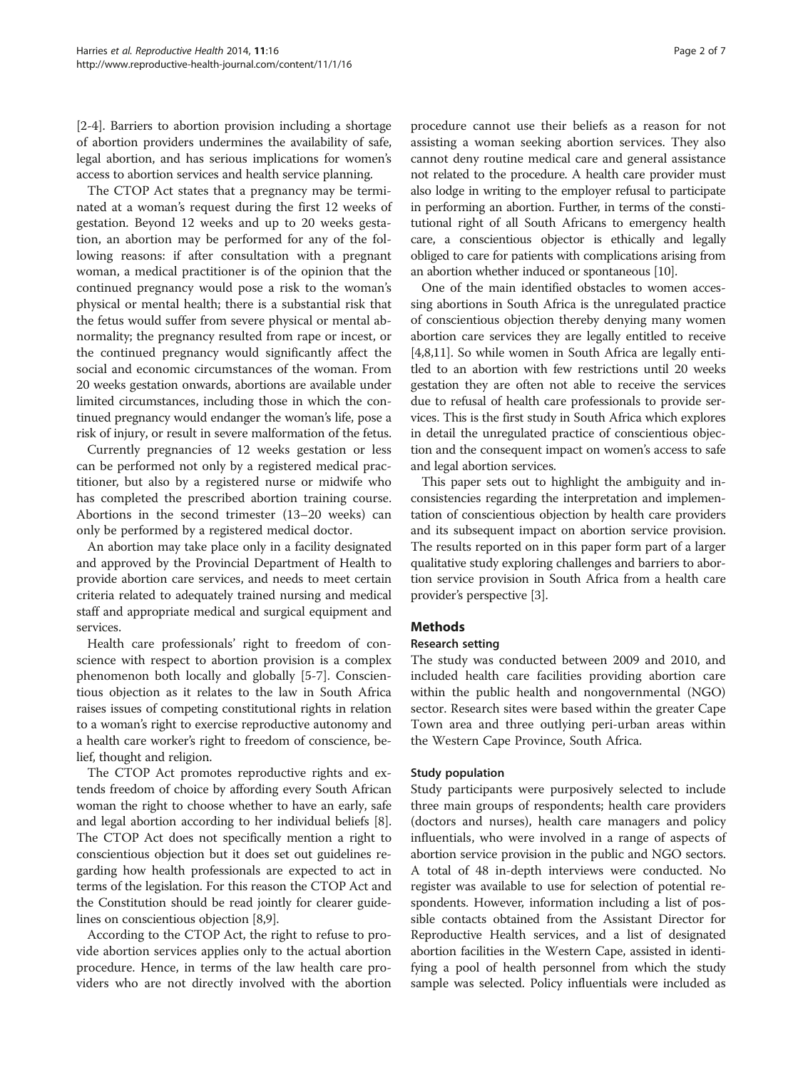[2-4]. Barriers to abortion provision including a shortage of abortion providers undermines the availability of safe, legal abortion, and has serious implications for women's access to abortion services and health service planning.

The CTOP Act states that a pregnancy may be terminated at a woman's request during the first 12 weeks of gestation. Beyond 12 weeks and up to 20 weeks gestation, an abortion may be performed for any of the following reasons: if after consultation with a pregnant woman, a medical practitioner is of the opinion that the continued pregnancy would pose a risk to the woman's physical or mental health; there is a substantial risk that the fetus would suffer from severe physical or mental abnormality; the pregnancy resulted from rape or incest, or the continued pregnancy would significantly affect the social and economic circumstances of the woman. From 20 weeks gestation onwards, abortions are available under limited circumstances, including those in which the continued pregnancy would endanger the woman's life, pose a risk of injury, or result in severe malformation of the fetus.

Currently pregnancies of 12 weeks gestation or less can be performed not only by a registered medical practitioner, but also by a registered nurse or midwife who has completed the prescribed abortion training course. Abortions in the second trimester (13–20 weeks) can only be performed by a registered medical doctor.

An abortion may take place only in a facility designated and approved by the Provincial Department of Health to provide abortion care services, and needs to meet certain criteria related to adequately trained nursing and medical staff and appropriate medical and surgical equipment and services.

Health care professionals' right to freedom of conscience with respect to abortion provision is a complex phenomenon both locally and globally [5-7]. Conscientious objection as it relates to the law in South Africa raises issues of competing constitutional rights in relation to a woman's right to exercise reproductive autonomy and a health care worker's right to freedom of conscience, belief, thought and religion.

The CTOP Act promotes reproductive rights and extends freedom of choice by affording every South African woman the right to choose whether to have an early, safe and legal abortion according to her individual beliefs [8]. The CTOP Act does not specifically mention a right to conscientious objection but it does set out guidelines regarding how health professionals are expected to act in terms of the legislation. For this reason the CTOP Act and the Constitution should be read jointly for clearer guidelines on conscientious objection [8,9].

According to the CTOP Act, the right to refuse to provide abortion services applies only to the actual abortion procedure. Hence, in terms of the law health care providers who are not directly involved with the abortion procedure cannot use their beliefs as a reason for not assisting a woman seeking abortion services. They also cannot deny routine medical care and general assistance not related to the procedure. A health care provider must also lodge in writing to the employer refusal to participate in performing an abortion. Further, in terms of the constitutional right of all South Africans to emergency health care, a conscientious objector is ethically and legally obliged to care for patients with complications arising from an abortion whether induced or spontaneous [10].

One of the main identified obstacles to women accessing abortions in South Africa is the unregulated practice of conscientious objection thereby denying many women abortion care services they are legally entitled to receive [4,8,11]. So while women in South Africa are legally entitled to an abortion with few restrictions until 20 weeks gestation they are often not able to receive the services due to refusal of health care professionals to provide services. This is the first study in South Africa which explores in detail the unregulated practice of conscientious objection and the consequent impact on women's access to safe and legal abortion services.

This paper sets out to highlight the ambiguity and inconsistencies regarding the interpretation and implementation of conscientious objection by health care providers and its subsequent impact on abortion service provision. The results reported on in this paper form part of a larger qualitative study exploring challenges and barriers to abortion service provision in South Africa from a health care provider's perspective [3].

## Methods

### Research setting

The study was conducted between 2009 and 2010, and included health care facilities providing abortion care within the public health and nongovernmental (NGO) sector. Research sites were based within the greater Cape Town area and three outlying peri-urban areas within the Western Cape Province, South Africa.

### Study population

Study participants were purposively selected to include three main groups of respondents; health care providers (doctors and nurses), health care managers and policy influentials, who were involved in a range of aspects of abortion service provision in the public and NGO sectors. A total of 48 in-depth interviews were conducted. No register was available to use for selection of potential respondents. However, information including a list of possible contacts obtained from the Assistant Director for Reproductive Health services, and a list of designated abortion facilities in the Western Cape, assisted in identifying a pool of health personnel from which the study sample was selected. Policy influentials were included as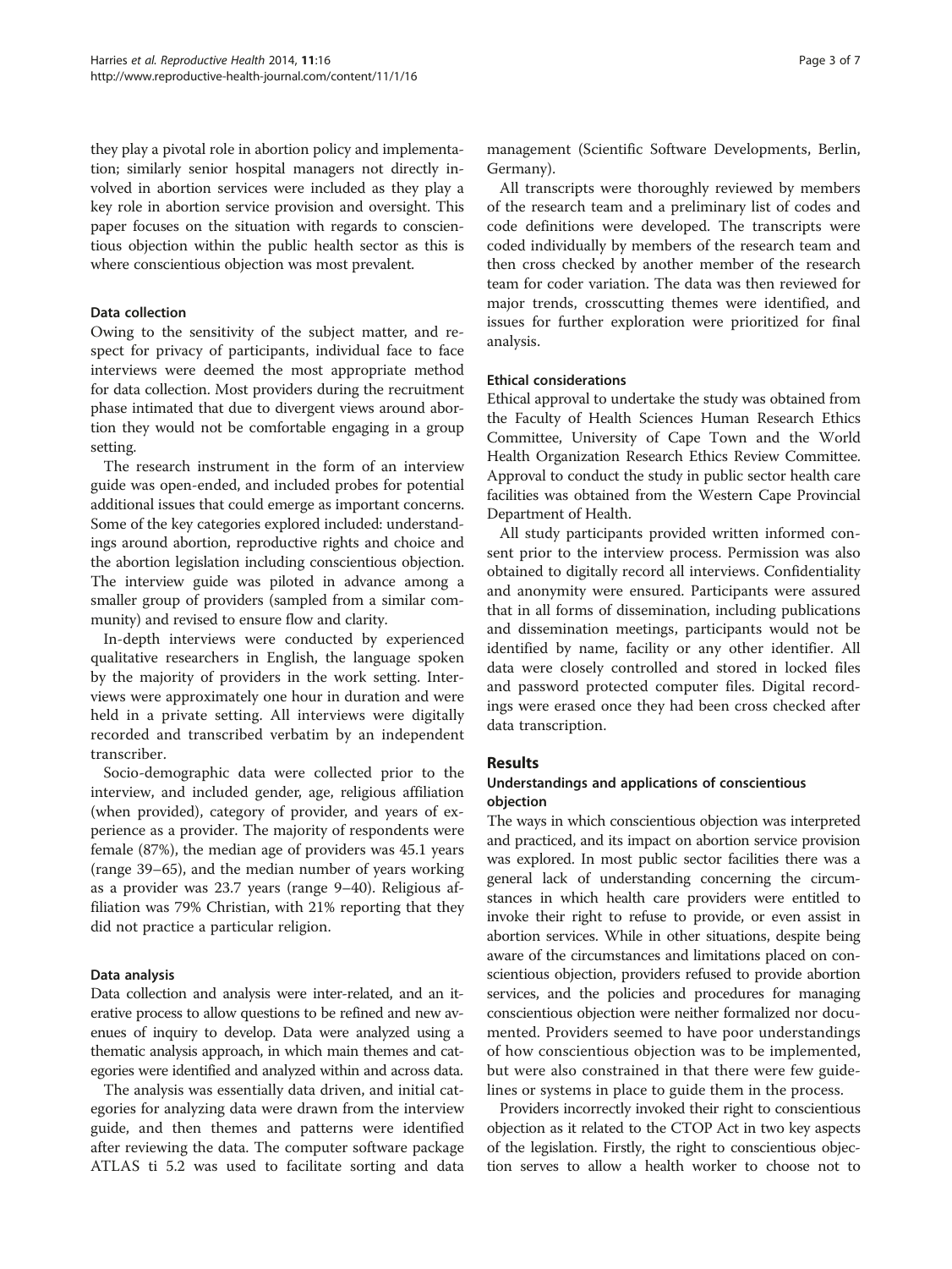they play a pivotal role in abortion policy and implementation; similarly senior hospital managers not directly involved in abortion services were included as they play a key role in abortion service provision and oversight. This paper focuses on the situation with regards to conscientious objection within the public health sector as this is where conscientious objection was most prevalent.

### Data collection

Owing to the sensitivity of the subject matter, and respect for privacy of participants, individual face to face interviews were deemed the most appropriate method for data collection. Most providers during the recruitment phase intimated that due to divergent views around abortion they would not be comfortable engaging in a group setting.

The research instrument in the form of an interview guide was open-ended, and included probes for potential additional issues that could emerge as important concerns. Some of the key categories explored included: understandings around abortion, reproductive rights and choice and the abortion legislation including conscientious objection. The interview guide was piloted in advance among a smaller group of providers (sampled from a similar community) and revised to ensure flow and clarity.

In-depth interviews were conducted by experienced qualitative researchers in English, the language spoken by the majority of providers in the work setting. Interviews were approximately one hour in duration and were held in a private setting. All interviews were digitally recorded and transcribed verbatim by an independent transcriber.

Socio-demographic data were collected prior to the interview, and included gender, age, religious affiliation (when provided), category of provider, and years of experience as a provider. The majority of respondents were female (87%), the median age of providers was 45.1 years (range 39–65), and the median number of years working as a provider was 23.7 years (range 9–40). Religious affiliation was 79% Christian, with 21% reporting that they did not practice a particular religion.

### Data analysis

Data collection and analysis were inter-related, and an iterative process to allow questions to be refined and new avenues of inquiry to develop. Data were analyzed using a thematic analysis approach, in which main themes and categories were identified and analyzed within and across data.

The analysis was essentially data driven, and initial categories for analyzing data were drawn from the interview guide, and then themes and patterns were identified after reviewing the data. The computer software package ATLAS ti 5.2 was used to facilitate sorting and data management (Scientific Software Developments, Berlin, Germany).

All transcripts were thoroughly reviewed by members of the research team and a preliminary list of codes and code definitions were developed. The transcripts were coded individually by members of the research team and then cross checked by another member of the research team for coder variation. The data was then reviewed for major trends, crosscutting themes were identified, and issues for further exploration were prioritized for final analysis.

### Ethical considerations

Ethical approval to undertake the study was obtained from the Faculty of Health Sciences Human Research Ethics Committee, University of Cape Town and the World Health Organization Research Ethics Review Committee. Approval to conduct the study in public sector health care facilities was obtained from the Western Cape Provincial Department of Health.

All study participants provided written informed consent prior to the interview process. Permission was also obtained to digitally record all interviews. Confidentiality and anonymity were ensured. Participants were assured that in all forms of dissemination, including publications and dissemination meetings, participants would not be identified by name, facility or any other identifier. All data were closely controlled and stored in locked files and password protected computer files. Digital recordings were erased once they had been cross checked after data transcription.

## Results

### Understandings and applications of conscientious objection

The ways in which conscientious objection was interpreted and practiced, and its impact on abortion service provision was explored. In most public sector facilities there was a general lack of understanding concerning the circumstances in which health care providers were entitled to invoke their right to refuse to provide, or even assist in abortion services. While in other situations, despite being aware of the circumstances and limitations placed on conscientious objection, providers refused to provide abortion services, and the policies and procedures for managing conscientious objection were neither formalized nor documented. Providers seemed to have poor understandings of how conscientious objection was to be implemented, but were also constrained in that there were few guidelines or systems in place to guide them in the process.

Providers incorrectly invoked their right to conscientious objection as it related to the CTOP Act in two key aspects of the legislation. Firstly, the right to conscientious objection serves to allow a health worker to choose not to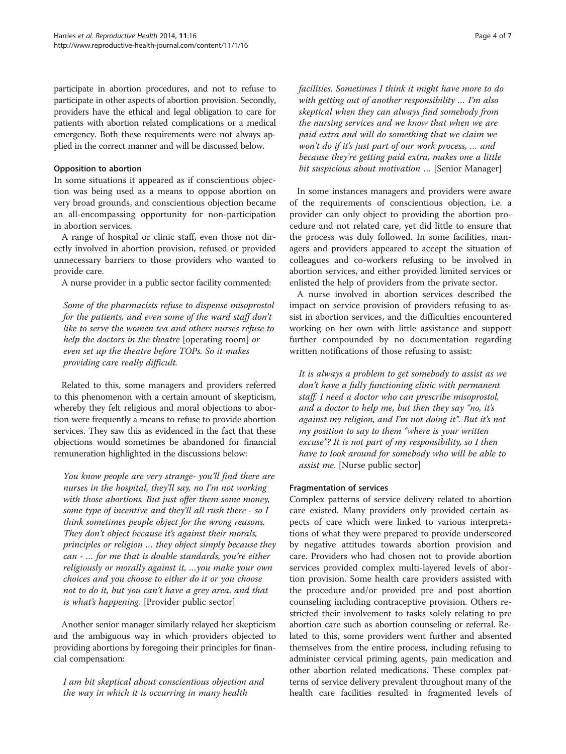participate in abortion procedures, and not to refuse to participate in other aspects of abortion provision. Secondly, providers have the ethical and legal obligation to care for patients with abortion related complications or a medical emergency. Both these requirements were not always applied in the correct manner and will be discussed below.

### Opposition to abortion

In some situations it appeared as if conscientious objection was being used as a means to oppose abortion on very broad grounds, and conscientious objection became an all-encompassing opportunity for non-participation in abortion services.

A range of hospital or clinic staff, even those not directly involved in abortion provision, refused or provided unnecessary barriers to those providers who wanted to provide care.

A nurse provider in a public sector facility commented:

> *Some of the pharmacists refuse to dispense misoprostol for the patients, and even some of the ward staff don't like to serve the women tea and others nurses refuse to help the doctors in the theatre* [operating room] *or even set up the theatre before TOPs. So it makes providing care really difficult.*

Related to this, some managers and providers referred to this phenomenon with a certain amount of skepticism, whereby they felt religious and moral objections to abortion were frequently a means to refuse to provide abortion services. They saw this as evidenced in the fact that these objections would sometimes be abandoned for financial remuneration highlighted in the discussions below:

> *You know people are very strange- you'll find there are nurses in the hospital, they'll say, no I'm not working with those abortions. But just offer them some money, some type of incentive and they'll all rush there - so I think sometimes people object for the wrong reasons. They don't object because it's against their morals, principles or religion … they object simply because they can - … for me that is double standards, you're either religiously or morally against it, …you make your own choices and you choose to either do it or you choose not to do it, but you can't have a grey area, and that is what's happening.* [Provider public sector]

Another senior manager similarly relayed her skepticism and the ambiguous way in which providers objected to providing abortions by foregoing their principles for financial compensation:

> *I am bit skeptical about conscientious objection and the way in which it is occurring in many health facilities. Sometimes I think it might have more to do with getting out of another responsibility … I'm also skeptical when they can always find somebody from the nursing services and we know that when we are paid extra and will do something that we claim we won't do if it's just part of our work process, … and because they're getting paid extra, makes one a little bit suspicious about motivation …* [Senior Manager]

In some instances managers and providers were aware of the requirements of conscientious objection, i.e. a provider can only object to providing the abortion procedure and not related care, yet did little to ensure that the process was duly followed. In some facilities, managers and providers appeared to accept the situation of colleagues and co-workers refusing to be involved in abortion services, and either provided limited services or enlisted the help of providers from the private sector.

A nurse involved in abortion services described the impact on service provision of providers refusing to assist in abortion services, and the difficulties encountered working on her own with little assistance and support further compounded by no documentation regarding written notifications of those refusing to assist:

> *It is always a problem to get somebody to assist as we don't have a fully functioning clinic with permanent staff. I need a doctor who can prescribe misoprostol, and a doctor to help me, but then they say "no, it's against my religion, and I'm not doing it". But it's not my position to say to them "where is your written excuse"? It is not part of my responsibility, so I then have to look around for somebody who will be able to assist me*. [Nurse public sector]

### Fragmentation of services

Complex patterns of service delivery related to abortion care existed. Many providers only provided certain aspects of care which were linked to various interpretations of what they were prepared to provide underscored by negative attitudes towards abortion provision and care. Providers who had chosen not to provide abortion services provided complex multi-layered levels of abortion provision. Some health care providers assisted with the procedure and/or provided pre and post abortion counseling including contraceptive provision. Others restricted their involvement to tasks solely relating to pre abortion care such as abortion counseling or referral. Related to this, some providers went further and absented themselves from the entire process, including refusing to administer cervical priming agents, pain medication and other abortion related medications. These complex patterns of service delivery prevalent throughout many of the health care facilities resulted in fragmented levels of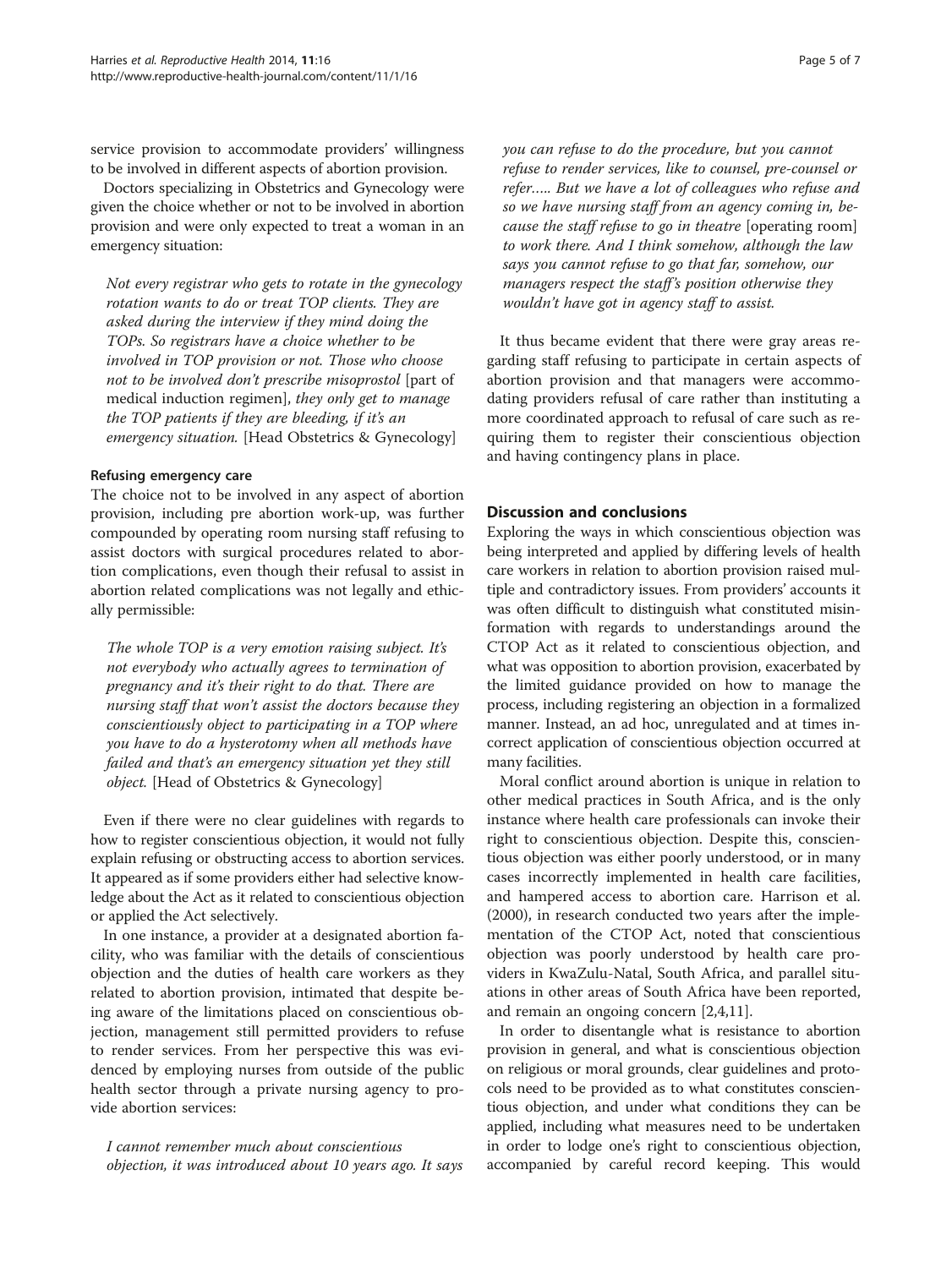service provision to accommodate providers' willingness to be involved in different aspects of abortion provision.

Doctors specializing in Obstetrics and Gynecology were given the choice whether or not to be involved in abortion provision and were only expected to treat a woman in an emergency situation:

> *Not every registrar who gets to rotate in the gynecology rotation wants to do or treat TOP clients. They are asked during the interview if they mind doing the TOPs. So registrars have a choice whether to be involved in TOP provision or not. Those who choose not to be involved don't prescribe misoprostol* [part of medical induction regimen], *they only get to manage the TOP patients if they are bleeding, if it's an emergency situation.* [Head Obstetrics & Gynecology]

#### Refusing emergency care

The choice not to be involved in any aspect of abortion provision, including pre abortion work-up, was further compounded by operating room nursing staff refusing to assist doctors with surgical procedures related to abortion complications, even though their refusal to assist in abortion related complications was not legally and ethically permissible:

> *The whole TOP is a very emotion raising subject. It's not everybody who actually agrees to termination of pregnancy and it's their right to do that. There are nursing staff that won't assist the doctors because they conscientiously object to participating in a TOP where you have to do a hysterotomy when all methods have failed and that's an emergency situation yet they still object.* [Head of Obstetrics & Gynecology]

Even if there were no clear guidelines with regards to how to register conscientious objection, it would not fully explain refusing or obstructing access to abortion services. It appeared as if some providers either had selective knowledge about the Act as it related to conscientious objection or applied the Act selectively.

In one instance, a provider at a designated abortion facility, who was familiar with the details of conscientious objection and the duties of health care workers as they related to abortion provision, intimated that despite being aware of the limitations placed on conscientious objection, management still permitted providers to refuse to render services. From her perspective this was evidenced by employing nurses from outside of the public health sector through a private nursing agency to provide abortion services:

> *I cannot remember much about conscientious objection, it was introduced about 10 years ago. It says you can refuse to do the procedure, but you cannot refuse to render services, like to counsel, pre-counsel or refer….. But we have a lot of colleagues who refuse and so we have nursing staff from an agency coming in, because the staff refuse to go in theatre* [operating room] *to work there. And I think somehow, although the law says you cannot refuse to go that far, somehow, our managers respect the staff's position otherwise they wouldn't have got in agency staff to assist.*

It thus became evident that there were gray areas regarding staff refusing to participate in certain aspects of abortion provision and that managers were accommodating providers refusal of care rather than instituting a more coordinated approach to refusal of care such as requiring them to register their conscientious objection and having contingency plans in place.

## Discussion and conclusions

Exploring the ways in which conscientious objection was being interpreted and applied by differing levels of health care workers in relation to abortion provision raised multiple and contradictory issues. From providers' accounts it was often difficult to distinguish what constituted misinformation with regards to understandings around the CTOP Act as it related to conscientious objection, and what was opposition to abortion provision, exacerbated by the limited guidance provided on how to manage the process, including registering an objection in a formalized manner. Instead, an ad hoc, unregulated and at times incorrect application of conscientious objection occurred at many facilities.

Moral conflict around abortion is unique in relation to other medical practices in South Africa, and is the only instance where health care professionals can invoke their right to conscientious objection. Despite this, conscientious objection was either poorly understood, or in many cases incorrectly implemented in health care facilities, and hampered access to abortion care. Harrison et al. (2000), in research conducted two years after the implementation of the CTOP Act, noted that conscientious objection was poorly understood by health care providers in KwaZulu-Natal, South Africa, and parallel situations in other areas of South Africa have been reported, and remain an ongoing concern [2,4,11].

In order to disentangle what is resistance to abortion provision in general, and what is conscientious objection on religious or moral grounds, clear guidelines and protocols need to be provided as to what constitutes conscientious objection, and under what conditions they can be applied, including what measures need to be undertaken in order to lodge one's right to conscientious objection, accompanied by careful record keeping. This would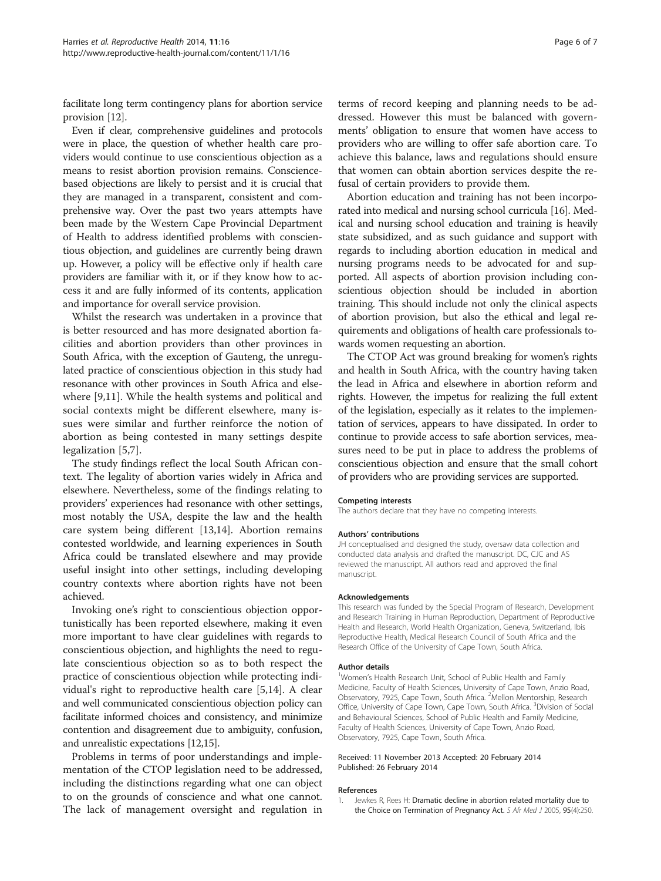facilitate long term contingency plans for abortion service provision [12].

Even if clear, comprehensive guidelines and protocols were in place, the question of whether health care providers would continue to use conscientious objection as a means to resist abortion provision remains. Conscience-based objections are likely to persist and it is crucial that they are managed in a transparent, consistent and comprehensive way. Over the past two years attempts have been made by the Western Cape Provincial Department of Health to address identified problems with conscientious objection, and guidelines are currently being drawn up. However, a policy will be effective only if health care providers are familiar with it, or if they know how to access it and are fully informed of its contents, application and importance for overall service provision.

Whilst the research was undertaken in a province that is better resourced and has more designated abortion facilities and abortion providers than other provinces in South Africa, with the exception of Gauteng, the unregulated practice of conscientious objection in this study had resonance with other provinces in South Africa and elsewhere [9,11]. While the health systems and political and social contexts might be different elsewhere, many issues were similar and further reinforce the notion of abortion as being contested in many settings despite legalization [5,7].

The study findings reflect the local South African context. The legality of abortion varies widely in Africa and elsewhere. Nevertheless, some of the findings relating to providers' experiences had resonance with other settings, most notably the USA, despite the law and the health care system being different [13,14]. Abortion remains contested worldwide, and learning experiences in South Africa could be translated elsewhere and may provide useful insight into other settings, including developing country contexts where abortion rights have not been achieved.

Invoking one's right to conscientious objection opportunistically has been reported elsewhere, making it even more important to have clear guidelines with regards to conscientious objection, and highlights the need to regulate conscientious objection so as to both respect the practice of conscientious objection while protecting individual's right to reproductive health care [5,14]. A clear and well communicated conscientious objection policy can facilitate informed choices and consistency, and minimize contention and disagreement due to ambiguity, confusion, and unrealistic expectations [12,15].

Problems in terms of poor understandings and implementation of the CTOP legislation need to be addressed, including the distinctions regarding what one can object to on the grounds of conscience and what one cannot. The lack of management oversight and regulation in terms of record keeping and planning needs to be addressed. However this must be balanced with governments' obligation to ensure that women have access to providers who are willing to offer safe abortion care. To achieve this balance, laws and regulations should ensure that women can obtain abortion services despite the refusal of certain providers to provide them.

Abortion education and training has not been incorporated into medical and nursing school curricula [16]. Medical and nursing school education and training is heavily state subsidized, and as such guidance and support with regards to including abortion education in medical and nursing programs needs to be advocated for and supported. All aspects of abortion provision including conscientious objection should be included in abortion training. This should include not only the clinical aspects of abortion provision, but also the ethical and legal requirements and obligations of health care professionals towards women requesting an abortion.

The CTOP Act was ground breaking for women's rights and health in South Africa, with the country having taken the lead in Africa and elsewhere in abortion reform and rights. However, the impetus for realizing the full extent of the legislation, especially as it relates to the implementation of services, appears to have dissipated. In order to continue to provide access to safe abortion services, measures need to be put in place to address the problems of conscientious objection and ensure that the small cohort of providers who are providing services are supported.

#### Competing interests

The authors declare that they have no competing interests.

#### Authors' contributions

JH conceptualised and designed the study, oversaw data collection and conducted data analysis and drafted the manuscript. DC, CJC and AS reviewed the manuscript. All authors read and approved the final manuscript.

#### Acknowledgements

This research was funded by the Special Program of Research, Development and Research Training in Human Reproduction, Department of Reproductive Health and Research, World Health Organization, Geneva, Switzerland, Ibis Reproductive Health, Medical Research Council of South Africa and the Research Office of the University of Cape Town, South Africa.

#### Author details

[1]Women's Health Research Unit, School of Public Health and Family Medicine, Faculty of Health Sciences, University of Cape Town, Anzio Road, Observatory, 7925, Cape Town, South Africa. [2]Mellon Mentorship, Research Office, University of Cape Town, Cape Town, South Africa. [3]Division of Social and Behavioural Sciences, School of Public Health and Family Medicine, Faculty of Health Sciences, University of Cape Town, Anzio Road, Observatory, 7925, Cape Town, South Africa.

Received: 11 November 2013 Accepted: 20 February 2014
Published: 26 February 2014

#### References

1. Jewkes R, Rees H: Dramatic decline in abortion related mortality due to the Choice on Termination of Pregnancy Act. *S Afr Med J* 2005, **95**(4):250.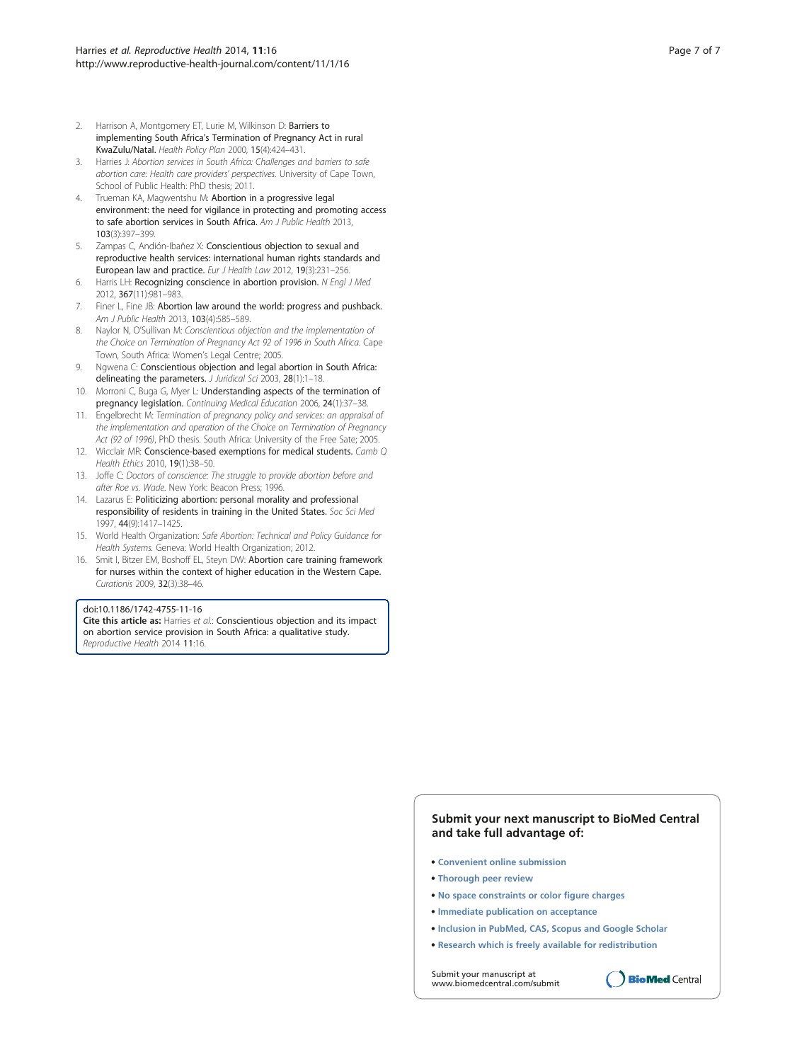2. Harrison A, Montgomery ET, Lurie M, Wilkinson D: **Barriers to implementing South Africa's Termination of Pregnancy Act in rural KwaZulu/Natal.** *Health Policy Plan* 2000, **15**(4):424–431.
3. Harries J: *Abortion services in South Africa: Challenges and barriers to safe abortion care: Health care providers' perspectives.* University of Cape Town, School of Public Health: PhD thesis; 2011.
4. Trueman KA, Magwentshu M: **Abortion in a progressive legal environment: the need for vigilance in protecting and promoting access to safe abortion services in South Africa.** *Am J Public Health* 2013, **103**(3):397–399.
5. Zampas C, Andión-Ibañez X: **Conscientious objection to sexual and reproductive health services: international human rights standards and European law and practice.** *Eur J Health Law* 2012, **19**(3):231–256.
6. Harris LH: **Recognizing conscience in abortion provision.** *N Engl J Med* 2012, **367**(11):981–983.
7. Finer L, Fine JB: **Abortion law around the world: progress and pushback.** *Am J Public Health* 2013, **103**(4):585–589.
8. Naylor N, O'Sullivan M: *Conscientious objection and the implementation of the Choice on Termination of Pregnancy Act 92 of 1996 in South Africa.* Cape Town, South Africa: Women's Legal Centre; 2005.
9. Ngwena C: **Conscientious objection and legal abortion in South Africa: delineating the parameters.** *J Juridical Sci* 2003, **28**(1):1–18.
10. Morroni C, Buga G, Myer L: **Understanding aspects of the termination of pregnancy legislation.** *Continuing Medical Education* 2006, **24**(1):37–38.
11. Engelbrecht M: *Termination of pregnancy policy and services: an appraisal of the implementation and operation of the Choice on Termination of Pregnancy Act (92 of 1996)*, PhD thesis. South Africa: University of the Free Sate; 2005.
12. Wicclair MR: **Conscience-based exemptions for medical students.** *Camb Q Health Ethics* 2010, **19**(1):38–50.
13. Joffe C: *Doctors of conscience: The struggle to provide abortion before and after Roe vs. Wade.* New York: Beacon Press; 1996.
14. Lazarus E: **Politicizing abortion: personal morality and professional responsibility of residents in training in the United States.** *Soc Sci Med* 1997, **44**(9):1417–1425.
15. World Health Organization: *Safe Abortion: Technical and Policy Guidance for Health Systems.* Geneva: World Health Organization; 2012.
16. Smit I, Bitzer EM, Boshoff EL, Steyn DW: **Abortion care training framework for nurses within the context of higher education in the Western Cape.** *Curationis* 2009, **32**(3):38–46.

doi:10.1186/1742-4755-11-16
**Cite this article as:** Harries *et al.*: Conscientious objection and its impact on abortion service provision in South Africa: a qualitative study. *Reproductive Health* 2014 **11**:16.

**Submit your next manuscript to BioMed Central and take full advantage of:**

- **Convenient online submission**
- **Thorough peer review**
- **No space constraints or color figure charges**
- **Immediate publication on acceptance**
- **Inclusion in PubMed, CAS, Scopus and Google Scholar**
- **Research which is freely available for redistribution**

Submit your manuscript at
www.biomedcentral.com/submit

BioMed Central